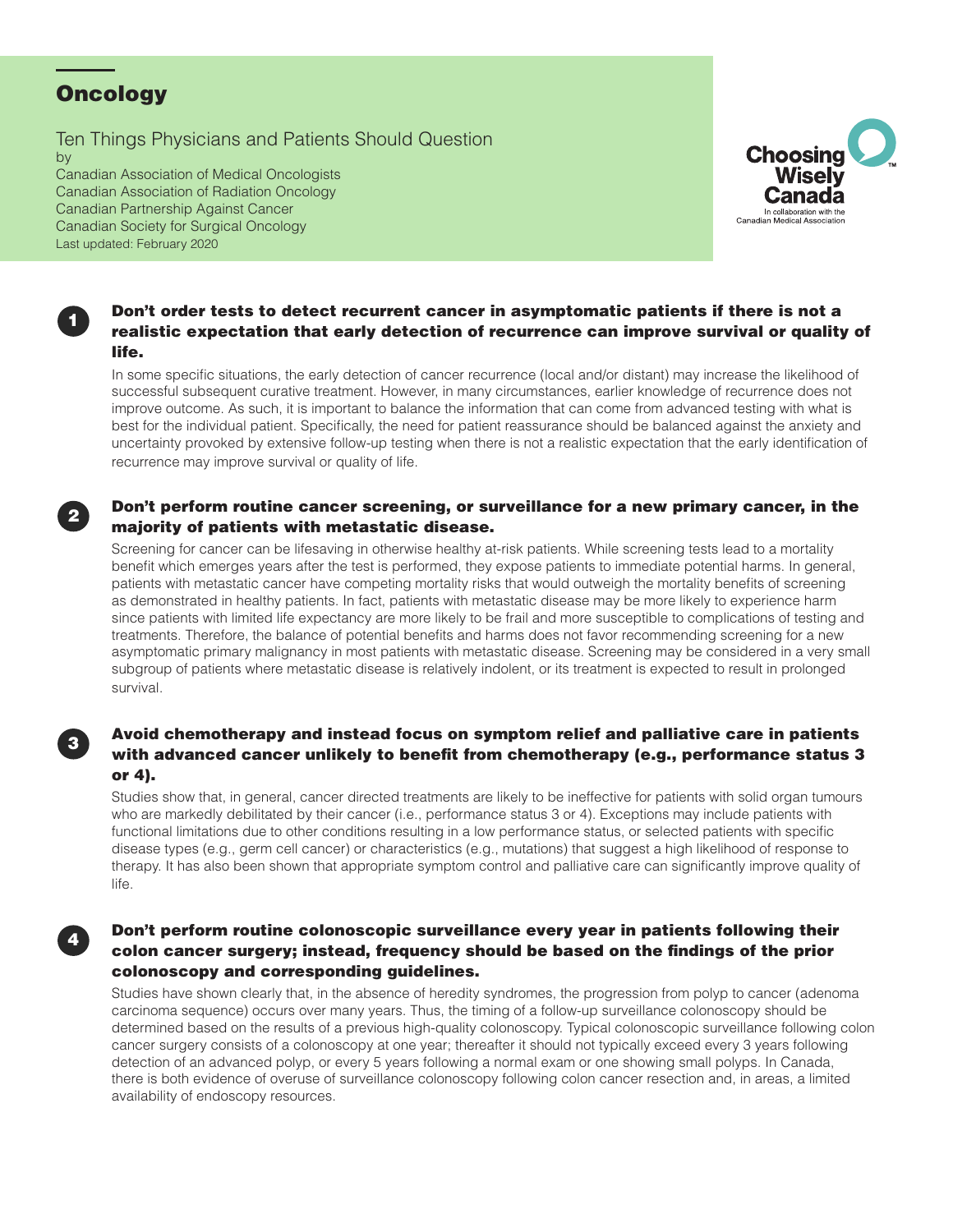# Oncology

Ten Things Physicians and Patients Should Question

by

Canadian Association of Medical Oncologists
Canadian Association of Radiation Oncology
Canadian Partnership Against Cancer
Canadian Society for Surgical Oncology

Last updated: February 2020

Choosing Wisely Canada
In collaboration with the Canadian Medical Association

## 1. Don't order tests to detect recurrent cancer in asymptomatic patients if there is not a realistic expectation that early detection of recurrence can improve survival or quality of life.

In some specific situations, the early detection of cancer recurrence (local and/or distant) may increase the likelihood of successful subsequent curative treatment. However, in many circumstances, earlier knowledge of recurrence does not improve outcome. As such, it is important to balance the information that can come from advanced testing with what is best for the individual patient. Specifically, the need for patient reassurance should be balanced against the anxiety and uncertainty provoked by extensive follow-up testing when there is not a realistic expectation that the early identification of recurrence may improve survival or quality of life.

## 2. Don't perform routine cancer screening, or surveillance for a new primary cancer, in the majority of patients with metastatic disease.

Screening for cancer can be lifesaving in otherwise healthy at-risk patients. While screening tests lead to a mortality benefit which emerges years after the test is performed, they expose patients to immediate potential harms. In general, patients with metastatic cancer have competing mortality risks that would outweigh the mortality benefits of screening as demonstrated in healthy patients. In fact, patients with metastatic disease may be more likely to experience harm since patients with limited life expectancy are more likely to be frail and more susceptible to complications of testing and treatments. Therefore, the balance of potential benefits and harms does not favor recommending screening for a new asymptomatic primary malignancy in most patients with metastatic disease. Screening may be considered in a very small subgroup of patients where metastatic disease is relatively indolent, or its treatment is expected to result in prolonged survival.

## 3. Avoid chemotherapy and instead focus on symptom relief and palliative care in patients with advanced cancer unlikely to benefit from chemotherapy (e.g., performance status 3 or 4).

Studies show that, in general, cancer directed treatments are likely to be ineffective for patients with solid organ tumours who are markedly debilitated by their cancer (i.e., performance status 3 or 4). Exceptions may include patients with functional limitations due to other conditions resulting in a low performance status, or selected patients with specific disease types (e.g., germ cell cancer) or characteristics (e.g., mutations) that suggest a high likelihood of response to therapy. It has also been shown that appropriate symptom control and palliative care can significantly improve quality of life.

## 4. Don't perform routine colonoscopic surveillance every year in patients following their colon cancer surgery; instead, frequency should be based on the findings of the prior colonoscopy and corresponding guidelines.

Studies have shown clearly that, in the absence of heredity syndromes, the progression from polyp to cancer (adenoma carcinoma sequence) occurs over many years. Thus, the timing of a follow-up surveillance colonoscopy should be determined based on the results of a previous high-quality colonoscopy. Typical colonoscopic surveillance following colon cancer surgery consists of a colonoscopy at one year; thereafter it should not typically exceed every 3 years following detection of an advanced polyp, or every 5 years following a normal exam or one showing small polyps. In Canada, there is both evidence of overuse of surveillance colonoscopy following colon cancer resection and, in areas, a limited availability of endoscopy resources.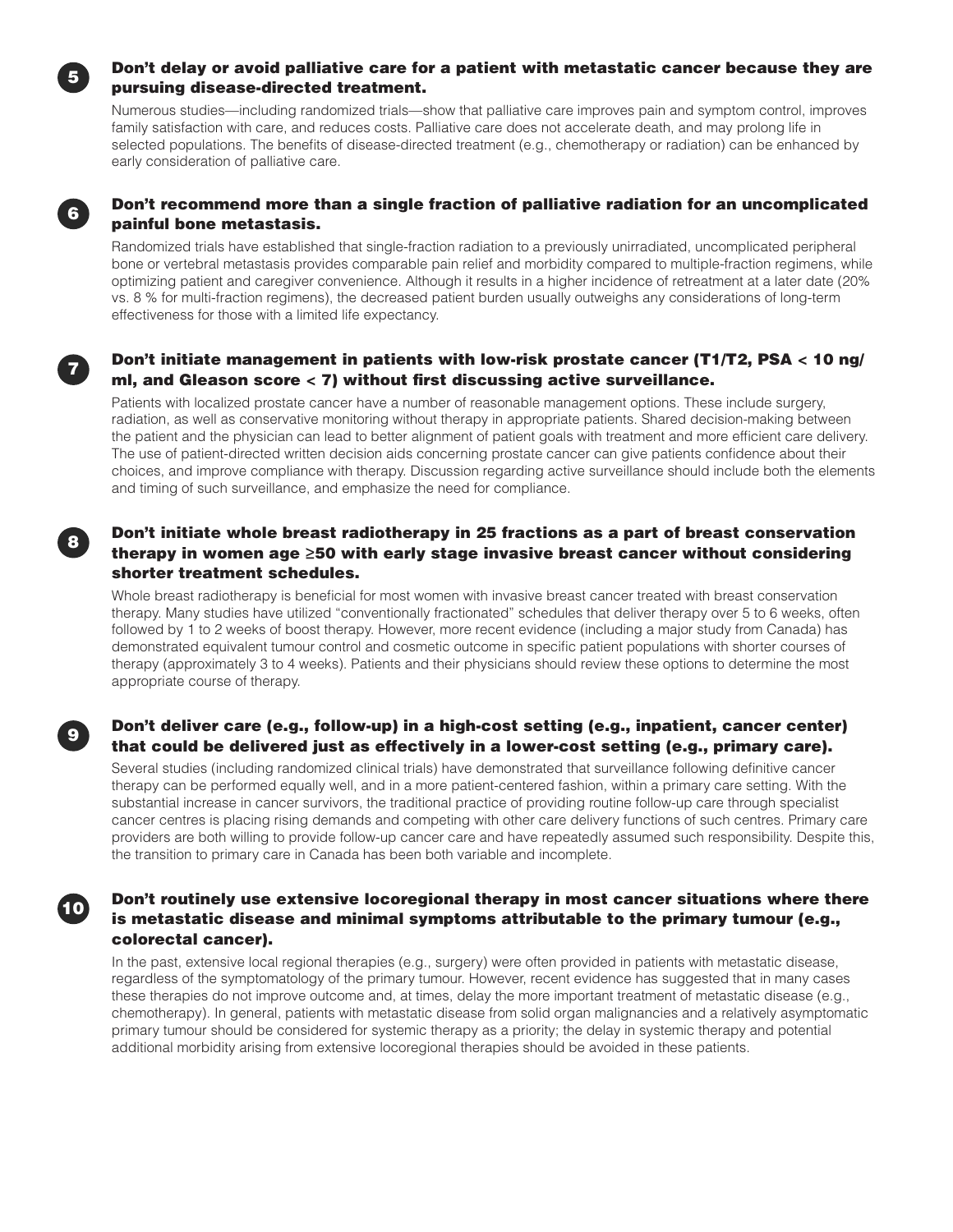## 5 Don't delay or avoid palliative care for a patient with metastatic cancer because they are pursuing disease-directed treatment.

Numerous studies—including randomized trials—show that palliative care improves pain and symptom control, improves family satisfaction with care, and reduces costs. Palliative care does not accelerate death, and may prolong life in selected populations. The benefits of disease-directed treatment (e.g., chemotherapy or radiation) can be enhanced by early consideration of palliative care.

## 6 Don't recommend more than a single fraction of palliative radiation for an uncomplicated painful bone metastasis.

Randomized trials have established that single-fraction radiation to a previously unirradiated, uncomplicated peripheral bone or vertebral metastasis provides comparable pain relief and morbidity compared to multiple-fraction regimens, while optimizing patient and caregiver convenience. Although it results in a higher incidence of retreatment at a later date (20% vs. 8 % for multi-fraction regimens), the decreased patient burden usually outweighs any considerations of long-term effectiveness for those with a limited life expectancy.

## 7 Don't initiate management in patients with low-risk prostate cancer (T1/T2, PSA < 10 ng/ml, and Gleason score < 7) without first discussing active surveillance.

Patients with localized prostate cancer have a number of reasonable management options. These include surgery, radiation, as well as conservative monitoring without therapy in appropriate patients. Shared decision-making between the patient and the physician can lead to better alignment of patient goals with treatment and more efficient care delivery. The use of patient-directed written decision aids concerning prostate cancer can give patients confidence about their choices, and improve compliance with therapy. Discussion regarding active surveillance should include both the elements and timing of such surveillance, and emphasize the need for compliance.

## 8 Don't initiate whole breast radiotherapy in 25 fractions as a part of breast conservation therapy in women age ≥50 with early stage invasive breast cancer without considering shorter treatment schedules.

Whole breast radiotherapy is beneficial for most women with invasive breast cancer treated with breast conservation therapy. Many studies have utilized "conventionally fractionated" schedules that deliver therapy over 5 to 6 weeks, often followed by 1 to 2 weeks of boost therapy. However, more recent evidence (including a major study from Canada) has demonstrated equivalent tumour control and cosmetic outcome in specific patient populations with shorter courses of therapy (approximately 3 to 4 weeks). Patients and their physicians should review these options to determine the most appropriate course of therapy.

## 9 Don't deliver care (e.g., follow-up) in a high-cost setting (e.g., inpatient, cancer center) that could be delivered just as effectively in a lower-cost setting (e.g., primary care).

Several studies (including randomized clinical trials) have demonstrated that surveillance following definitive cancer therapy can be performed equally well, and in a more patient-centered fashion, within a primary care setting. With the substantial increase in cancer survivors, the traditional practice of providing routine follow-up care through specialist cancer centres is placing rising demands and competing with other care delivery functions of such centres. Primary care providers are both willing to provide follow-up cancer care and have repeatedly assumed such responsibility. Despite this, the transition to primary care in Canada has been both variable and incomplete.

## 10 Don't routinely use extensive locoregional therapy in most cancer situations where there is metastatic disease and minimal symptoms attributable to the primary tumour (e.g., colorectal cancer).

In the past, extensive local regional therapies (e.g., surgery) were often provided in patients with metastatic disease, regardless of the symptomatology of the primary tumour. However, recent evidence has suggested that in many cases these therapies do not improve outcome and, at times, delay the more important treatment of metastatic disease (e.g., chemotherapy). In general, patients with metastatic disease from solid organ malignancies and a relatively asymptomatic primary tumour should be considered for systemic therapy as a priority; the delay in systemic therapy and potential additional morbidity arising from extensive locoregional therapies should be avoided in these patients.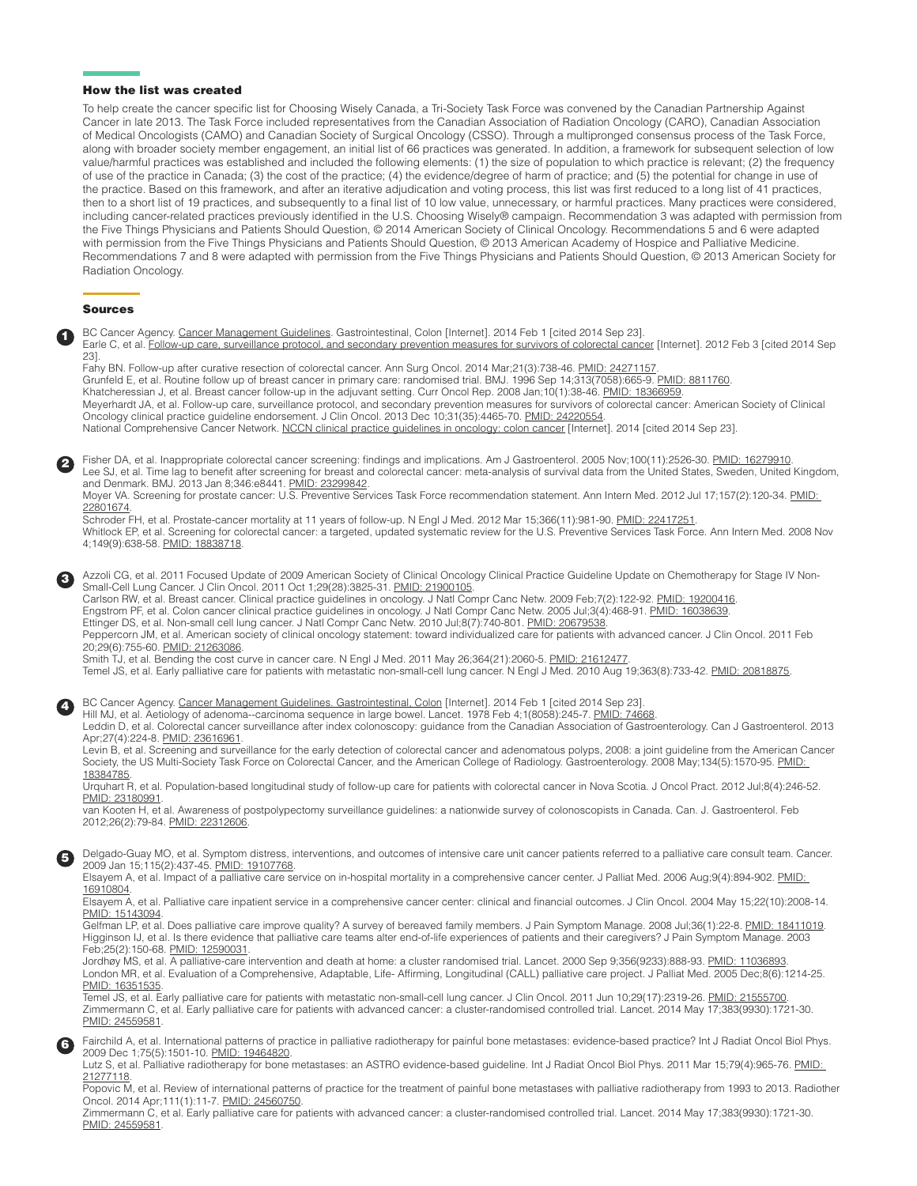### How the list was created

To help create the cancer specific list for Choosing Wisely Canada, a Tri-Society Task Force was convened by the Canadian Partnership Against Cancer in late 2013. The Task Force included representatives from the Canadian Association of Radiation Oncology (CARO), Canadian Association of Medical Oncologists (CAMO) and Canadian Society of Surgical Oncology (CSSO). Through a multipronged consensus process of the Task Force, along with broader society member engagement, an initial list of 66 practices was generated. In addition, a framework for subsequent selection of low value/harmful practices was established and included the following elements: (1) the size of population to which practice is relevant; (2) the frequency of use of the practice in Canada; (3) the cost of the practice; (4) the evidence/degree of harm of practice; and (5) the potential for change in use of the practice. Based on this framework, and after an iterative adjudication and voting process, this list was first reduced to a long list of 41 practices, then to a short list of 19 practices, and subsequently to a final list of 10 low value, unnecessary, or harmful practices. Many practices were considered, including cancer-related practices previously identified in the U.S. Choosing Wisely® campaign. Recommendation 3 was adapted with permission from the Five Things Physicians and Patients Should Question, © 2014 American Society of Clinical Oncology. Recommendations 5 and 6 were adapted with permission from the Five Things Physicians and Patients Should Question, © 2013 American Academy of Hospice and Palliative Medicine. Recommendations 7 and 8 were adapted with permission from the Five Things Physicians and Patients Should Question, © 2013 American Society for Radiation Oncology.

### Sources

**1**

BC Cancer Agency. Cancer Management Guidelines. Gastrointestinal, Colon [Internet]. 2014 Feb 1 [cited 2014 Sep 23].
Earle C, et al. Follow-up care, surveillance protocol, and secondary prevention measures for survivors of colorectal cancer [Internet]. 2012 Feb 3 [cited 2014 Sep 23].
Fahy BN. Follow-up after curative resection of colorectal cancer. Ann Surg Oncol. 2014 Mar;21(3):738-46. PMID: 24271157.
Grunfeld E, et al. Routine follow up of breast cancer in primary care: randomised trial. BMJ. 1996 Sep 14;313(7058):665-9. PMID: 8811760.
Khatcheressian J, et al. Breast cancer follow-up in the adjuvant setting. Curr Oncol Rep. 2008 Jan;10(1):38-46. PMID: 18366959.
Meyerhardt JA, et al. Follow-up care, surveillance protocol, and secondary prevention measures for survivors of colorectal cancer: American Society of Clinical Oncology clinical practice guideline endorsement. J Clin Oncol. 2013 Dec 10;31(35):4465-70. PMID: 24220554.
National Comprehensive Cancer Network. NCCN clinical practice guidelines in oncology: colon cancer [Internet]. 2014 [cited 2014 Sep 23].

**2**

Fisher DA, et al. Inappropriate colorectal cancer screening: findings and implications. Am J Gastroenterol. 2005 Nov;100(11):2526-30. PMID: 16279910.
Lee SJ, et al. Time lag to benefit after screening for breast and colorectal cancer: meta-analysis of survival data from the United States, Sweden, United Kingdom, and Denmark. BMJ. 2013 Jan 8;346:e8441. PMID: 23299842.
Moyer VA. Screening for prostate cancer: U.S. Preventive Services Task Force recommendation statement. Ann Intern Med. 2012 Jul 17;157(2):120-34. PMID: 22801674.
Schroder FH, et al. Prostate-cancer mortality at 11 years of follow-up. N Engl J Med. 2012 Mar 15;366(11):981-90. PMID: 22417251.
Whitlock EP, et al. Screening for colorectal cancer: a targeted, updated systematic review for the U.S. Preventive Services Task Force. Ann Intern Med. 2008 Nov 4;149(9):638-58. PMID: 18838718.

**3**

Azzoli CG, et al. 2011 Focused Update of 2009 American Society of Clinical Oncology Clinical Practice Guideline Update on Chemotherapy for Stage IV Non-Small-Cell Lung Cancer. J Clin Oncol. 2011 Oct 1;29(28):3825-31. PMID: 21900105.
Carlson RW, et al. Breast cancer. Clinical practice guidelines in oncology. J Natl Compr Canc Netw. 2009 Feb;7(2):122-92. PMID: 19200416.
Engstrom PF, et al. Colon cancer clinical practice guidelines in oncology. J Natl Compr Canc Netw. 2005 Jul;3(4):468-91. PMID: 16038639.
Ettinger DS, et al. Non-small cell lung cancer. J Natl Compr Canc Netw. 2010 Jul;8(7):740-801. PMID: 20679538.
Peppercorn JM, et al. American society of clinical oncology statement: toward individualized care for patients with advanced cancer. J Clin Oncol. 2011 Feb 20;29(6):755-60. PMID: 21263086.
Smith TJ, et al. Bending the cost curve in cancer care. N Engl J Med. 2011 May 26;364(21):2060-5. PMID: 21612477.
Temel JS, et al. Early palliative care for patients with metastatic non-small-cell lung cancer. N Engl J Med. 2010 Aug 19;363(8):733-42. PMID: 20818875.

**4**

BC Cancer Agency. Cancer Management Guidelines. Gastrointestinal, Colon [Internet]. 2014 Feb 1 [cited 2014 Sep 23].
Hill MJ, et al. Aetiology of adenoma--carcinoma sequence in large bowel. Lancet. 1978 Feb 4;1(8058):245-7. PMID: 74668.
Leddin D, et al. Colorectal cancer surveillance after index colonoscopy: guidance from the Canadian Association of Gastroenterology. Can J Gastroenterol. 2013 Apr;27(4):224-8. PMID: 23616961.
Levin B, et al. Screening and surveillance for the early detection of colorectal cancer and adenomatous polyps, 2008: a joint guideline from the American Cancer Society, the US Multi-Society Task Force on Colorectal Cancer, and the American College of Radiology. Gastroenterology. 2008 May;134(5):1570-95. PMID: 18384785.
Urquhart R, et al. Population-based longitudinal study of follow-up care for patients with colorectal cancer in Nova Scotia. J Oncol Pract. 2012 Jul;8(4):246-52. PMID: 23180991.
van Kooten H, et al. Awareness of postpolypectomy surveillance guidelines: a nationwide survey of colonoscopists in Canada. Can. J. Gastroenterol. Feb 2012;26(2):79-84. PMID: 22312606.

**5**

Delgado-Guay MO, et al. Symptom distress, interventions, and outcomes of intensive care unit cancer patients referred to a palliative care consult team. Cancer. 2009 Jan 15;115(2):437-45. PMID: 19107768.
Elsayem A, et al. Impact of a palliative care service on in-hospital mortality in a comprehensive cancer center. J Palliat Med. 2006 Aug;9(4):894-902. PMID: 16910804.
Elsayem A, et al. Palliative care inpatient service in a comprehensive cancer center: clinical and financial outcomes. J Clin Oncol. 2004 May 15;22(10):2008-14. PMID: 15143094.
Gelfman LP, et al. Does palliative care improve quality? A survey of bereaved family members. J Pain Symptom Manage. 2008 Jul;36(1):22-8. PMID: 18411019.
Higginson IJ, et al. Is there evidence that palliative care teams alter end-of-life experiences of patients and their caregivers? J Pain Symptom Manage. 2003 Feb;25(2):150-68. PMID: 12590031.
Jordhøy MS, et al. A palliative-care intervention and death at home: a cluster randomised trial. Lancet. 2000 Sep 9;356(9233):888-93. PMID: 11036893.
London MR, et al. Evaluation of a Comprehensive, Adaptable, Life- Affirming, Longitudinal (CALL) palliative care project. J Palliat Med. 2005 Dec;8(6):1214-25. PMID: 16351535.
Temel JS, et al. Early palliative care for patients with metastatic non-small-cell lung cancer. J Clin Oncol. 2011 Jun 10;29(17):2319-26. PMID: 21555700.
Zimmermann C, et al. Early palliative care for patients with advanced cancer: a cluster-randomised controlled trial. Lancet. 2014 May 17;383(9930):1721-30. PMID: 24559581.

**6**

Fairchild A, et al. International patterns of practice in palliative radiotherapy for painful bone metastases: evidence-based practice? Int J Radiat Oncol Biol Phys. 2009 Dec 1;75(5):1501-10. PMID: 19464820.
Lutz S, et al. Palliative radiotherapy for bone metastases: an ASTRO evidence-based guideline. Int J Radiat Oncol Biol Phys. 2011 Mar 15;79(4):965-76. PMID: 21277118.
Popovic M, et al. Review of international patterns of practice for the treatment of painful bone metastases with palliative radiotherapy from 1993 to 2013. Radiother Oncol. 2014 Apr;111(1):11-7. PMID: 24560750.
Zimmermann C, et al. Early palliative care for patients with advanced cancer: a cluster-randomised controlled trial. Lancet. 2014 May 17;383(9930):1721-30. PMID: 24559581.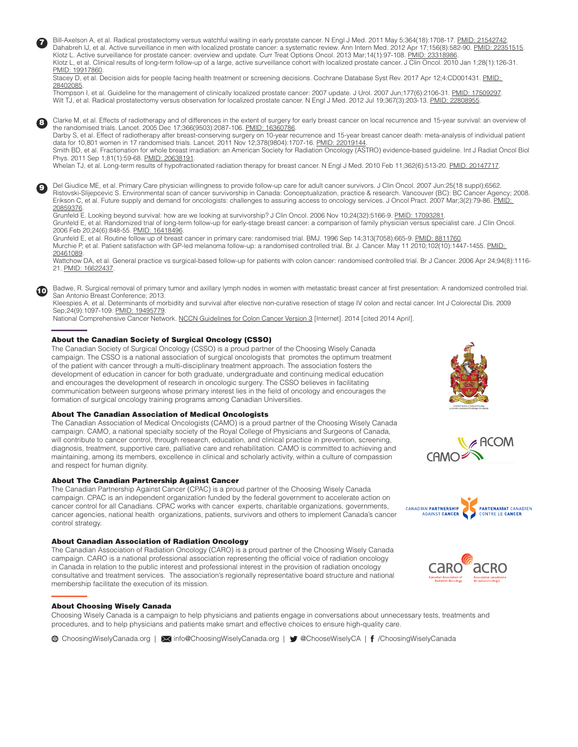**7**

Bill-Axelson A, et al. Radical prostatectomy versus watchful waiting in early prostate cancer. N Engl J Med. 2011 May 5;364(18):1708-17. PMID: 21542742.
Dahabreh IJ, et al. Active surveillance in men with localized prostate cancer: a systematic review. Ann Intern Med. 2012 Apr 17;156(8):582-90. PMID: 22351515.
Klotz L. Active surveillance for prostate cancer: overview and update. Curr Treat Options Oncol. 2013 Mar;14(1):97-108. PMID: 23318986.
Klotz L, et al. Clinical results of long-term follow-up of a large, active surveillance cohort with localized prostate cancer. J Clin Oncol. 2010 Jan 1;28(1):126-31. PMID: 19917860.
Stacey D, et al. Decision aids for people facing health treatment or screening decisions. Cochrane Database Syst Rev. 2017 Apr 12;4:CD001431. PMID: 28402085.
Thompson I, et al. Guideline for the management of clinically localized prostate cancer: 2007 update. J Urol. 2007 Jun;177(6):2106-31. PMID: 17509297.
Wilt TJ, et al. Radical prostatectomy versus observation for localized prostate cancer. N Engl J Med. 2012 Jul 19;367(3):203-13. PMID: 22808955.

**8**

Clarke M, et al. Effects of radiotherapy and of differences in the extent of surgery for early breast cancer on local recurrence and 15-year survival: an overview of the randomised trials. Lancet. 2005 Dec 17;366(9503):2087-106. PMID: 16360786.
Darby S, et al. Effect of radiotherapy after breast-conserving surgery on 10-year recurrence and 15-year breast cancer death: meta-analysis of individual patient data for 10,801 women in 17 randomised trials. Lancet. 2011 Nov 12;378(9804):1707-16. PMID: 22019144.
Smith BD, et al. Fractionation for whole breast irradiation: an American Society for Radiation Oncology (ASTRO) evidence-based guideline. Int J Radiat Oncol Biol Phys. 2011 Sep 1;81(1):59-68. PMID: 20638191.
Whelan TJ, et al. Long-term results of hypofractionated radiation therapy for breast cancer. N Engl J Med. 2010 Feb 11;362(6):513-20. PMID: 20147717.

**9**

Del Giudice ME, et al. Primary Care physician willingness to provide follow-up care for adult cancer survivors. J Clin Oncol. 2007 Jun:25(18 suppl);6562.
Ristovski-Slijepcevic S. Environmental scan of cancer survivorship in Canada: Conceptualization, practice & research. Vancouver (BC): BC Cancer Agency; 2008.
Erikson C, et al. Future supply and demand for oncologists: challenges to assuring access to oncology services. J Oncol Pract. 2007 Mar;3(2):79-86. PMID: 20859376.
Grunfeld E. Looking beyond survival: how are we looking at survivorship? J Clin Oncol. 2006 Nov 10;24(32):5166-9. PMID: 17093281.
Grunfeld E, et al. Randomized trial of long-term follow-up for early-stage breast cancer: a comparison of family physician versus specialist care. J Clin Oncol. 2006 Feb 20;24(6):848-55. PMID: 16418496.
Grunfeld E, et al. Routine follow up of breast cancer in primary care: randomised trial. BMJ. 1996 Sep 14;313(7058):665-9. PMID: 8811760.
Murchie P, et al. Patient satisfaction with GP-led melanoma follow-up: a randomised controlled trial. Br. J. Cancer. May 11 2010;102(10):1447-1455. PMID: 20461089.
Wattchow DA, et al. General practice vs surgical-based follow-up for patients with colon cancer: randomised controlled trial. Br J Cancer. 2006 Apr 24;94(8):1116-21. PMID: 16622437.

**10**

Badwe, R. Surgical removal of primary tumor and axillary lymph nodes in women with metastatic breast cancer at first presentation: A randomized controlled trial. San Antonio Breast Conference; 2013.
Kleespies A, et al. Determinants of morbidity and survival after elective non-curative resection of stage IV colon and rectal cancer. Int J Colorectal Dis. 2009 Sep;24(9):1097-109. PMID: 19495779.
National Comprehensive Cancer Network. NCCN Guidelines for Colon Cancer Version 3 [Internet]. 2014 [cited 2014 April].

### About the Canadian Society of Surgical Oncology (CSSO)

The Canadian Society of Surgical Oncology (CSSO) is a proud partner of the Choosing Wisely Canada campaign. The CSSO is a national association of surgical oncologists that promotes the optimum treatment of the patient with cancer through a multi-disciplinary treatment approach. The association fosters the development of education in cancer for both graduate, undergraduate and continuing medical education and encourages the development of research in oncologic surgery. The CSSO believes in facilitating communication between surgeons whose primary interest lies in the field of oncology and encourages the formation of surgical oncology training programs among Canadian Universities.

### About The Canadian Association of Medical Oncologists

The Canadian Association of Medical Oncologists (CAMO) is a proud partner of the Choosing Wisely Canada campaign. CAMO, a national specialty society of the Royal College of Physicians and Surgeons of Canada, will contribute to cancer control, through research, education, and clinical practice in prevention, screening, diagnosis, treatment, supportive care, palliative care and rehabilitation. CAMO is committed to achieving and maintaining, among its members, excellence in clinical and scholarly activity, within a culture of compassion and respect for human dignity.

### About The Canadian Partnership Against Cancer

The Canadian Partnership Against Cancer (CPAC) is a proud partner of the Choosing Wisely Canada campaign. CPAC is an independent organization funded by the federal government to accelerate action on cancer control for all Canadians. CPAC works with cancer experts, charitable organizations, governments, cancer agencies, national health organizations, patients, survivors and others to implement Canada's cancer control strategy.

### About Canadian Association of Radiation Oncology

The Canadian Association of Radiation Oncology (CARO) is a proud partner of the Choosing Wisely Canada campaign. CARO is a national professional association representing the official voice of radiation oncology in Canada in relation to the public interest and professional interest in the provision of radiation oncology consultative and treatment services. The association's regionally representative board structure and national membership facilitate the execution of its mission.

### About Choosing Wisely Canada

Choosing Wisely Canada is a campaign to help physicians and patients engage in conversations about unnecessary tests, treatments and procedures, and to help physicians and patients make smart and effective choices to ensure high-quality care.

ChoosingWiselyCanada.org | info@ChoosingWiselyCanada.org | @ChooseWiselyCA | /ChoosingWiselyCanada